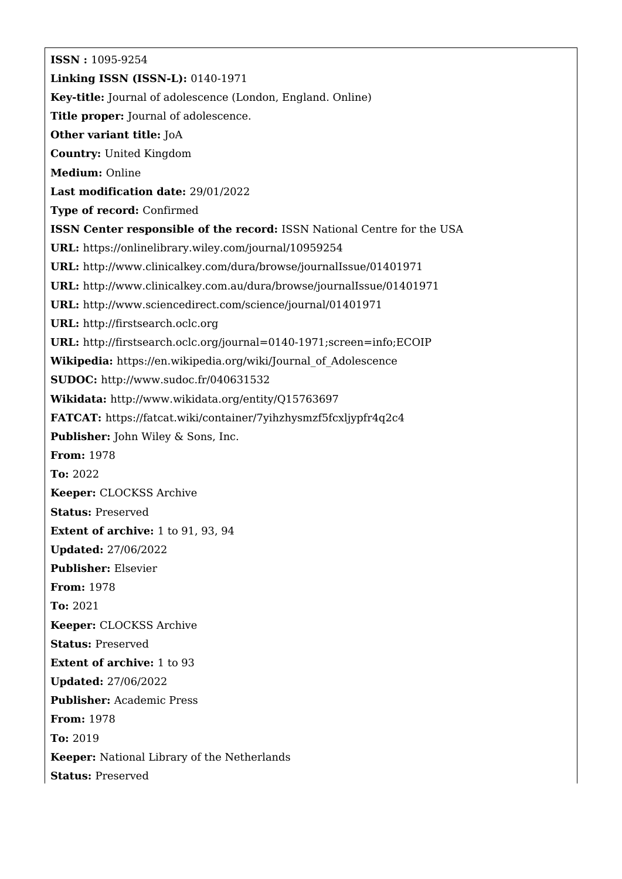**ISSN :** 1095-9254

**Linking ISSN (ISSN-L):** 0140-1971

**Key-title:** Journal of adolescence (London, England. Online)

**Title proper:** Journal of adolescence.

**Other variant title:** JoA

**Country:** United Kingdom

**Medium:** Online

**Last modification date:** 29/01/2022

**Type of record:** Confirmed

**ISSN Center responsible of the record:** ISSN National Centre for the USA

**URL:** https://onlinelibrary.wiley.com/journal/10959254

**URL:** http://www.clinicalkey.com/dura/browse/journalIssue/01401971

**URL:** http://www.clinicalkey.com.au/dura/browse/journalIssue/01401971

**URL:** http://www.sciencedirect.com/science/journal/01401971

**URL:** http://firstsearch.oclc.org

**URL:** http://firstsearch.oclc.org/journal=0140-1971;screen=info;ECOIP

**Wikipedia:** https://en.wikipedia.org/wiki/Journal_of_Adolescence

**SUDOC:** http://www.sudoc.fr/040631532

**Wikidata:** http://www.wikidata.org/entity/Q15763697

**FATCAT:** https://fatcat.wiki/container/7yihzhysmzf5fcxljypfr4q2c4

**Publisher:** John Wiley & Sons, Inc.

**From:** 1978

**To:** 2022

**Keeper:** CLOCKSS Archive

**Status:** Preserved

**Extent of archive:** 1 to 91, 93, 94

**Updated:** 27/06/2022

**Publisher:** Elsevier

**From:** 1978

**To:** 2021

**Keeper:** CLOCKSS Archive

**Status:** Preserved

**Extent of archive:** 1 to 93

**Updated:** 27/06/2022

**Publisher:** Academic Press

**From:** 1978

**To:** 2019

**Keeper:** National Library of the Netherlands

**Status:** Preserved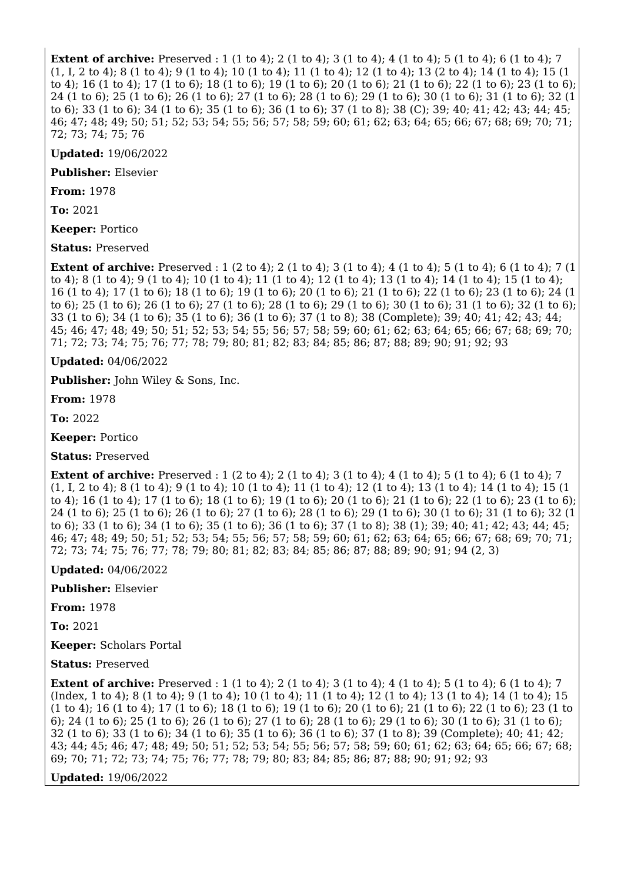**Extent of archive:** Preserved : 1 (1 to 4); 2 (1 to 4); 3 (1 to 4); 4 (1 to 4); 5 (1 to 4); 6 (1 to 4); 7 (1, I, 2 to 4); 8 (1 to 4); 9 (1 to 4); 10 (1 to 4); 11 (1 to 4); 12 (1 to 4); 13 (2 to 4); 14 (1 to 4); 15 (1 to 4); 16 (1 to 4); 17 (1 to 6); 18 (1 to 6); 19 (1 to 6); 20 (1 to 6); 21 (1 to 6); 22 (1 to 6); 23 (1 to 6); 24 (1 to 6); 25 (1 to 6); 26 (1 to 6); 27 (1 to 6); 28 (1 to 6); 29 (1 to 6); 30 (1 to 6); 31 (1 to 6); 32 (1 to 6); 33 (1 to 6); 34 (1 to 6); 35 (1 to 6); 36 (1 to 6); 37 (1 to 8); 38 (C); 39; 40; 41; 42; 43; 44; 45; 46; 47; 48; 49; 50; 51; 52; 53; 54; 55; 56; 57; 58; 59; 60; 61; 62; 63; 64; 65; 66; 67; 68; 69; 70; 71; 72; 73; 74; 75; 76

**Updated:** 19/06/2022

**Publisher:** Elsevier

**From:** 1978

**To:** 2021

**Keeper:** Portico

**Status:** Preserved

**Extent of archive:** Preserved : 1 (2 to 4); 2 (1 to 4); 3 (1 to 4); 4 (1 to 4); 5 (1 to 4); 6 (1 to 4); 7 (1 to 4); 8 (1 to 4); 9 (1 to 4); 10 (1 to 4); 11 (1 to 4); 12 (1 to 4); 13 (1 to 4); 14 (1 to 4); 15 (1 to 4); 16 (1 to 4); 17 (1 to 6); 18 (1 to 6); 19 (1 to 6); 20 (1 to 6); 21 (1 to 6); 22 (1 to 6); 23 (1 to 6); 24 (1 to 6); 25 (1 to 6); 26 (1 to 6); 27 (1 to 6); 28 (1 to 6); 29 (1 to 6); 30 (1 to 6); 31 (1 to 6); 32 (1 to 6); 33 (1 to 6); 34 (1 to 6); 35 (1 to 6); 36 (1 to 6); 37 (1 to 8); 38 (Complete); 39; 40; 41; 42; 43; 44; 45; 46; 47; 48; 49; 50; 51; 52; 53; 54; 55; 56; 57; 58; 59; 60; 61; 62; 63; 64; 65; 66; 67; 68; 69; 70; 71; 72; 73; 74; 75; 76; 77; 78; 79; 80; 81; 82; 83; 84; 85; 86; 87; 88; 89; 90; 91; 92; 93

**Updated:** 04/06/2022

**Publisher:** John Wiley & Sons, Inc.

**From:** 1978

**To:** 2022

**Keeper:** Portico

**Status:** Preserved

**Extent of archive:** Preserved : 1 (2 to 4); 2 (1 to 4); 3 (1 to 4); 4 (1 to 4); 5 (1 to 4); 6 (1 to 4); 7 (1, I, 2 to 4); 8 (1 to 4); 9 (1 to 4); 10 (1 to 4); 11 (1 to 4); 12 (1 to 4); 13 (1 to 4); 14 (1 to 4); 15 (1 to 4); 16 (1 to 4); 17 (1 to 6); 18 (1 to 6); 19 (1 to 6); 20 (1 to 6); 21 (1 to 6); 22 (1 to 6); 23 (1 to 6); 24 (1 to 6); 25 (1 to 6); 26 (1 to 6); 27 (1 to 6); 28 (1 to 6); 29 (1 to 6); 30 (1 to 6); 31 (1 to 6); 32 (1 to 6); 33 (1 to 6); 34 (1 to 6); 35 (1 to 6); 36 (1 to 6); 37 (1 to 8); 38 (1); 39; 40; 41; 42; 43; 44; 45; 46; 47; 48; 49; 50; 51; 52; 53; 54; 55; 56; 57; 58; 59; 60; 61; 62; 63; 64; 65; 66; 67; 68; 69; 70; 71; 72; 73; 74; 75; 76; 77; 78; 79; 80; 81; 82; 83; 84; 85; 86; 87; 88; 89; 90; 91; 94 (2, 3)

**Updated:** 04/06/2022

**Publisher:** Elsevier

**From:** 1978

**To:** 2021

**Keeper:** Scholars Portal

**Status:** Preserved

**Extent of archive:** Preserved : 1 (1 to 4); 2 (1 to 4); 3 (1 to 4); 4 (1 to 4); 5 (1 to 4); 6 (1 to 4); 7 (Index, 1 to 4); 8 (1 to 4); 9 (1 to 4); 10 (1 to 4); 11 (1 to 4); 12 (1 to 4); 13 (1 to 4); 14 (1 to 4); 15 (1 to 4); 16 (1 to 4); 17 (1 to 6); 18 (1 to 6); 19 (1 to 6); 20 (1 to 6); 21 (1 to 6); 22 (1 to 6); 23 (1 to 6); 24 (1 to 6); 25 (1 to 6); 26 (1 to 6); 27 (1 to 6); 28 (1 to 6); 29 (1 to 6); 30 (1 to 6); 31 (1 to 6); 32 (1 to 6); 33 (1 to 6); 34 (1 to 6); 35 (1 to 6); 36 (1 to 6); 37 (1 to 8); 39 (Complete); 40; 41; 42; 43; 44; 45; 46; 47; 48; 49; 50; 51; 52; 53; 54; 55; 56; 57; 58; 59; 60; 61; 62; 63; 64; 65; 66; 67; 68; 69; 70; 71; 72; 73; 74; 75; 76; 77; 78; 79; 80; 83; 84; 85; 86; 87; 88; 90; 91; 92; 93

**Updated:** 19/06/2022